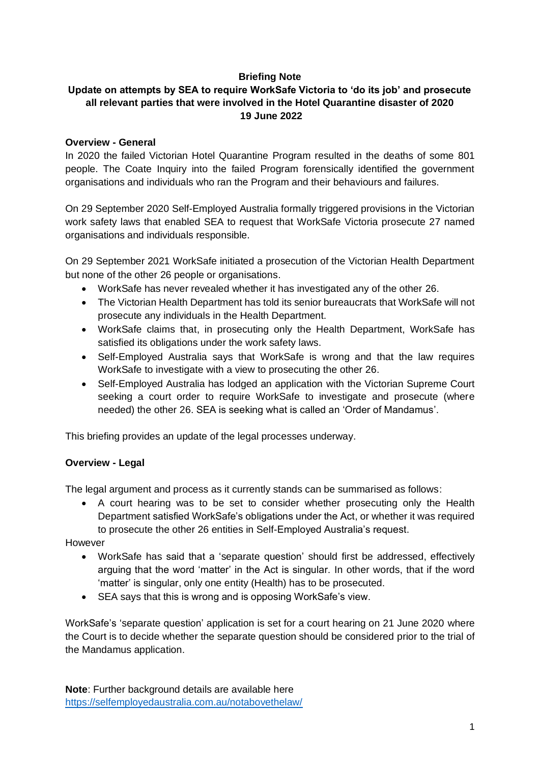**Briefing Note**

**Update on attempts by SEA to require WorkSafe Victoria to 'do its job' and prosecute all relevant parties that were involved in the Hotel Quarantine disaster of 2020**

**19 June 2022**

**Overview - General**

In 2020 the failed Victorian Hotel Quarantine Program resulted in the deaths of some 801 people. The Coate Inquiry into the failed Program forensically identified the government organisations and individuals who ran the Program and their behaviours and failures.

On 29 September 2020 Self-Employed Australia formally triggered provisions in the Victorian work safety laws that enabled SEA to request that WorkSafe Victoria prosecute 27 named organisations and individuals responsible.

On 29 September 2021 WorkSafe initiated a prosecution of the Victorian Health Department but none of the other 26 people or organisations.

- WorkSafe has never revealed whether it has investigated any of the other 26.
- The Victorian Health Department has told its senior bureaucrats that WorkSafe will not prosecute any individuals in the Health Department.
- WorkSafe claims that, in prosecuting only the Health Department, WorkSafe has satisfied its obligations under the work safety laws.
- Self-Employed Australia says that WorkSafe is wrong and that the law requires WorkSafe to investigate with a view to prosecuting the other 26.
- Self-Employed Australia has lodged an application with the Victorian Supreme Court seeking a court order to require WorkSafe to investigate and prosecute (where needed) the other 26. SEA is seeking what is called an 'Order of Mandamus'.

This briefing provides an update of the legal processes underway.

**Overview - Legal**

The legal argument and process as it currently stands can be summarised as follows:

- A court hearing was to be set to consider whether prosecuting only the Health Department satisfied WorkSafe's obligations under the Act, or whether it was required to prosecute the other 26 entities in Self-Employed Australia's request.

However

- WorkSafe has said that a 'separate question' should first be addressed, effectively arguing that the word 'matter' in the Act is singular. In other words, that if the word 'matter' is singular, only one entity (Health) has to be prosecuted.
- SEA says that this is wrong and is opposing WorkSafe's view.

WorkSafe's 'separate question' application is set for a court hearing on 21 June 2020 where the Court is to decide whether the separate question should be considered prior to the trial of the Mandamus application.

**Note**: Further background details are available here [https://selfemployedaustralia.com.au/notabovethelaw/](https://selfemployedaustralia.com.au/notabovethelaw/)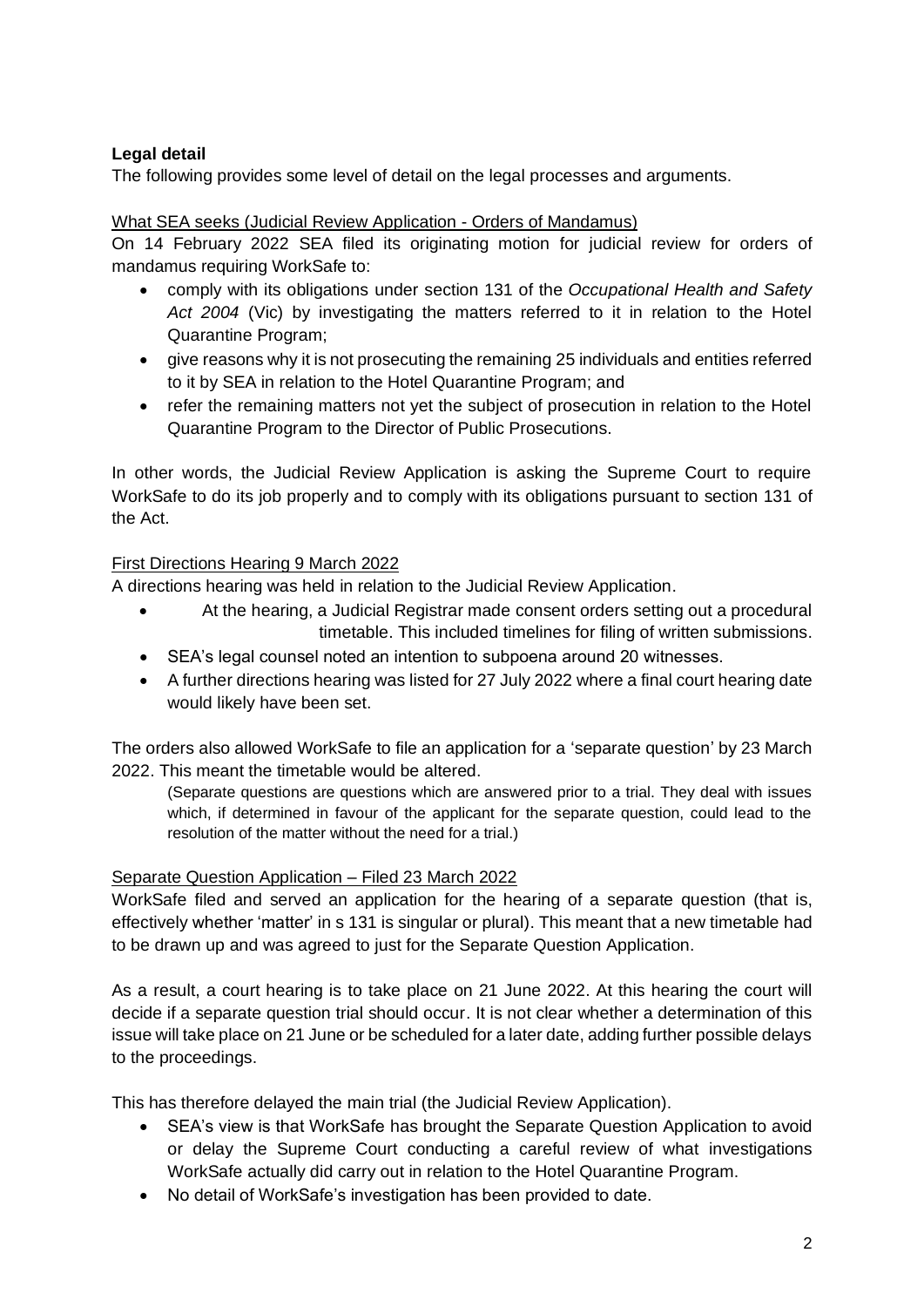**Legal detail**

The following provides some level of detail on the legal processes and arguments.

<u>What SEA seeks (Judicial Review Application - Orders of Mandamus)</u>

On 14 February 2022 SEA filed its originating motion for judicial review for orders of mandamus requiring WorkSafe to:

- comply with its obligations under section 131 of the *Occupational Health and Safety Act 2004* (Vic) by investigating the matters referred to it in relation to the Hotel Quarantine Program;
- give reasons why it is not prosecuting the remaining 25 individuals and entities referred to it by SEA in relation to the Hotel Quarantine Program; and
- refer the remaining matters not yet the subject of prosecution in relation to the Hotel Quarantine Program to the Director of Public Prosecutions.

In other words, the Judicial Review Application is asking the Supreme Court to require WorkSafe to do its job properly and to comply with its obligations pursuant to section 131 of the Act.

<u>First Directions Hearing 9 March 2022</u>

A directions hearing was held in relation to the Judicial Review Application.

- At the hearing, a Judicial Registrar made consent orders setting out a procedural timetable. This included timelines for filing of written submissions.
- SEA's legal counsel noted an intention to subpoena around 20 witnesses.
- A further directions hearing was listed for 27 July 2022 where a final court hearing date would likely have been set.

The orders also allowed WorkSafe to file an application for a 'separate question' by 23 March 2022. This meant the timetable would be altered.

> (Separate questions are questions which are answered prior to a trial. They deal with issues which, if determined in favour of the applicant for the separate question, could lead to the resolution of the matter without the need for a trial.)

<u>Separate Question Application – Filed 23 March 2022</u>

WorkSafe filed and served an application for the hearing of a separate question (that is, effectively whether 'matter' in s 131 is singular or plural). This meant that a new timetable had to be drawn up and was agreed to just for the Separate Question Application.

As a result, a court hearing is to take place on 21 June 2022. At this hearing the court will decide if a separate question trial should occur. It is not clear whether a determination of this issue will take place on 21 June or be scheduled for a later date, adding further possible delays to the proceedings.

This has therefore delayed the main trial (the Judicial Review Application).

- SEA's view is that WorkSafe has brought the Separate Question Application to avoid or delay the Supreme Court conducting a careful review of what investigations WorkSafe actually did carry out in relation to the Hotel Quarantine Program.
- No detail of WorkSafe's investigation has been provided to date.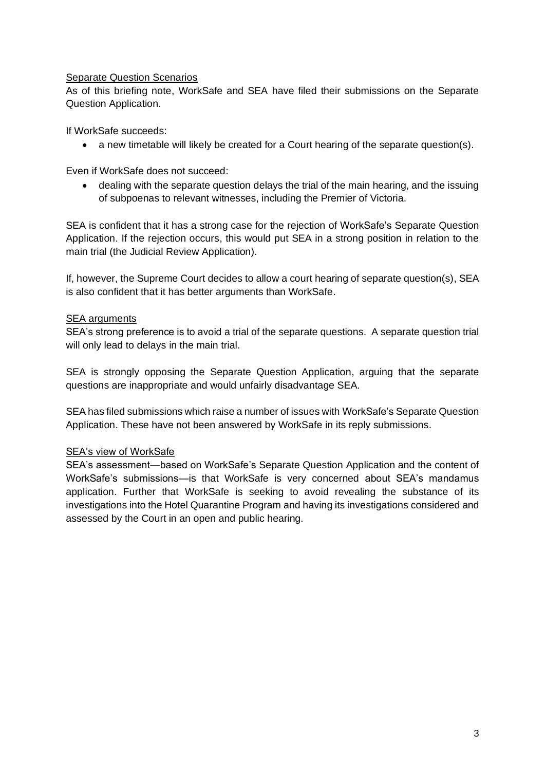<u>Separate Question Scenarios</u>

As of this briefing note, WorkSafe and SEA have filed their submissions on the Separate Question Application.

If WorkSafe succeeds:

- a new timetable will likely be created for a Court hearing of the separate question(s).

Even if WorkSafe does not succeed:

- dealing with the separate question delays the trial of the main hearing, and the issuing of subpoenas to relevant witnesses, including the Premier of Victoria.

SEA is confident that it has a strong case for the rejection of WorkSafe's Separate Question Application. If the rejection occurs, this would put SEA in a strong position in relation to the main trial (the Judicial Review Application).

If, however, the Supreme Court decides to allow a court hearing of separate question(s), SEA is also confident that it has better arguments than WorkSafe.

<u>SEA arguments</u>

SEA's strong preference is to avoid a trial of the separate questions. A separate question trial will only lead to delays in the main trial.

SEA is strongly opposing the Separate Question Application, arguing that the separate questions are inappropriate and would unfairly disadvantage SEA.

SEA has filed submissions which raise a number of issues with WorkSafe's Separate Question Application. These have not been answered by WorkSafe in its reply submissions.

<u>SEA's view of WorkSafe</u>

SEA's assessment—based on WorkSafe's Separate Question Application and the content of WorkSafe's submissions—is that WorkSafe is very concerned about SEA's mandamus application. Further that WorkSafe is seeking to avoid revealing the substance of its investigations into the Hotel Quarantine Program and having its investigations considered and assessed by the Court in an open and public hearing.